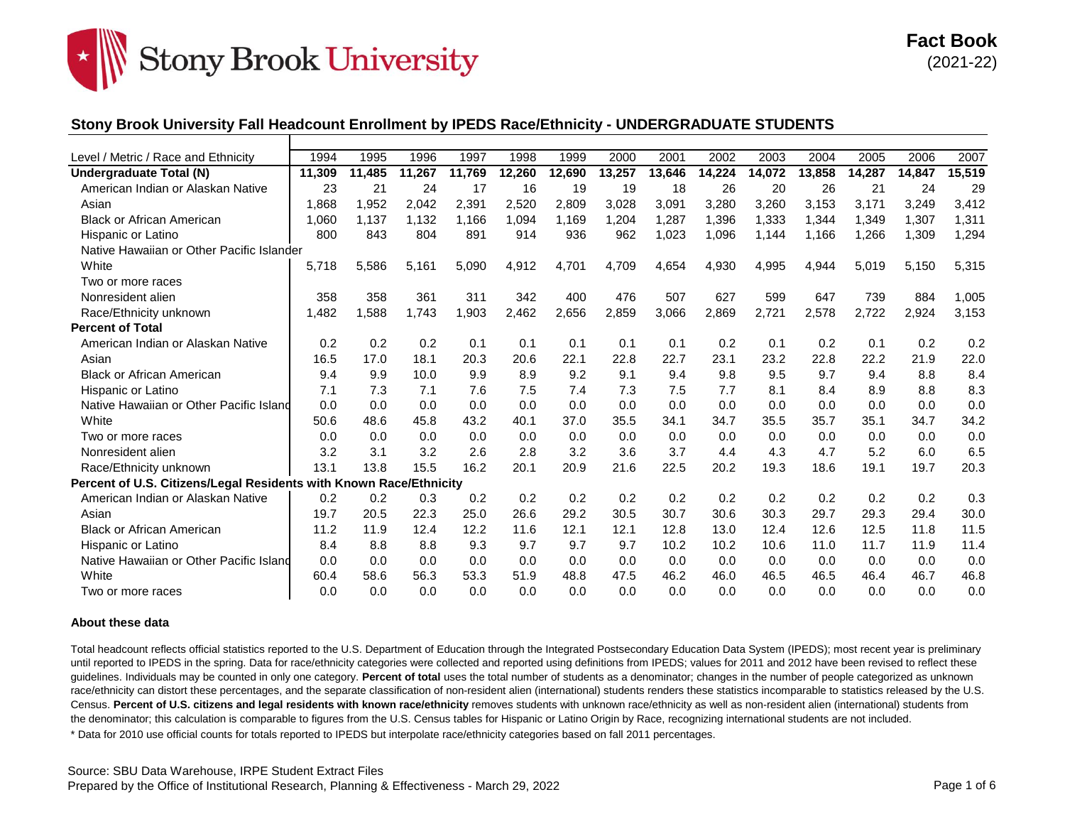# Stony Brook University

**Fact Book** (2021-22)

## Stony Brook University Fall Headcount Enrollment by IPEDS Race/Ethnicity - UNDERGRADUATE STUDENTS

| Level / Metric / Race and Ethnicity | 1994 | 1995 | 1996 | 1997 | 1998 | 1999 | 2000 | 2001 | 2002 | 2003 | 2004 | 2005 | 2006 | 2007 |
|---|---|---|---|---|---|---|---|---|---|---|---|---|---|---|
| **Undergraduate Total (N)** | **11,309** | **11,485** | **11,267** | **11,769** | **12,260** | **12,690** | **13,257** | **13,646** | **14,224** | **14,072** | **13,858** | **14,287** | **14,847** | **15,519** |
| American Indian or Alaskan Native | 23 | 21 | 24 | 17 | 16 | 19 | 19 | 18 | 26 | 20 | 26 | 21 | 24 | 29 |
| Asian | 1,868 | 1,952 | 2,042 | 2,391 | 2,520 | 2,809 | 3,028 | 3,091 | 3,280 | 3,260 | 3,153 | 3,171 | 3,249 | 3,412 |
| Black or African American | 1,060 | 1,137 | 1,132 | 1,166 | 1,094 | 1,169 | 1,204 | 1,287 | 1,396 | 1,333 | 1,344 | 1,349 | 1,307 | 1,311 |
| Hispanic or Latino | 800 | 843 | 804 | 891 | 914 | 936 | 962 | 1,023 | 1,096 | 1,144 | 1,166 | 1,266 | 1,309 | 1,294 |
| Native Hawaiian or Other Pacific Islander | | | | | | | | | | | | | | |
| White | 5,718 | 5,586 | 5,161 | 5,090 | 4,912 | 4,701 | 4,709 | 4,654 | 4,930 | 4,995 | 4,944 | 5,019 | 5,150 | 5,315 |
| Two or more races | | | | | | | | | | | | | | |
| Nonresident alien | 358 | 358 | 361 | 311 | 342 | 400 | 476 | 507 | 627 | 599 | 647 | 739 | 884 | 1,005 |
| Race/Ethnicity unknown | 1,482 | 1,588 | 1,743 | 1,903 | 2,462 | 2,656 | 2,859 | 3,066 | 2,869 | 2,721 | 2,578 | 2,722 | 2,924 | 3,153 |
| **Percent of Total** | | | | | | | | | | | | | | |
| American Indian or Alaskan Native | 0.2 | 0.2 | 0.2 | 0.1 | 0.1 | 0.1 | 0.1 | 0.1 | 0.2 | 0.1 | 0.2 | 0.1 | 0.2 | 0.2 |
| Asian | 16.5 | 17.0 | 18.1 | 20.3 | 20.6 | 22.1 | 22.8 | 22.7 | 23.1 | 23.2 | 22.8 | 22.2 | 21.9 | 22.0 |
| Black or African American | 9.4 | 9.9 | 10.0 | 9.9 | 8.9 | 9.2 | 9.1 | 9.4 | 9.8 | 9.5 | 9.7 | 9.4 | 8.8 | 8.4 |
| Hispanic or Latino | 7.1 | 7.3 | 7.1 | 7.6 | 7.5 | 7.4 | 7.3 | 7.5 | 7.7 | 8.1 | 8.4 | 8.9 | 8.8 | 8.3 |
| Native Hawaiian or Other Pacific Islander | 0.0 | 0.0 | 0.0 | 0.0 | 0.0 | 0.0 | 0.0 | 0.0 | 0.0 | 0.0 | 0.0 | 0.0 | 0.0 | 0.0 |
| White | 50.6 | 48.6 | 45.8 | 43.2 | 40.1 | 37.0 | 35.5 | 34.1 | 34.7 | 35.5 | 35.7 | 35.1 | 34.7 | 34.2 |
| Two or more races | 0.0 | 0.0 | 0.0 | 0.0 | 0.0 | 0.0 | 0.0 | 0.0 | 0.0 | 0.0 | 0.0 | 0.0 | 0.0 | 0.0 |
| Nonresident alien | 3.2 | 3.1 | 3.2 | 2.6 | 2.8 | 3.2 | 3.6 | 3.7 | 4.4 | 4.3 | 4.7 | 5.2 | 6.0 | 6.5 |
| Race/Ethnicity unknown | 13.1 | 13.8 | 15.5 | 16.2 | 20.1 | 20.9 | 21.6 | 22.5 | 20.2 | 19.3 | 18.6 | 19.1 | 19.7 | 20.3 |
| **Percent of U.S. Citizens/Legal Residents with Known Race/Ethnicity** | | | | | | | | | | | | | | |
| American Indian or Alaskan Native | 0.2 | 0.2 | 0.3 | 0.2 | 0.2 | 0.2 | 0.2 | 0.2 | 0.2 | 0.2 | 0.2 | 0.2 | 0.2 | 0.3 |
| Asian | 19.7 | 20.5 | 22.3 | 25.0 | 26.6 | 29.2 | 30.5 | 30.7 | 30.6 | 30.3 | 29.7 | 29.3 | 29.4 | 30.0 |
| Black or African American | 11.2 | 11.9 | 12.4 | 12.2 | 11.6 | 12.1 | 12.1 | 12.8 | 13.0 | 12.4 | 12.6 | 12.5 | 11.8 | 11.5 |
| Hispanic or Latino | 8.4 | 8.8 | 8.8 | 9.3 | 9.7 | 9.7 | 9.7 | 10.2 | 10.2 | 10.6 | 11.0 | 11.7 | 11.9 | 11.4 |
| Native Hawaiian or Other Pacific Islander | 0.0 | 0.0 | 0.0 | 0.0 | 0.0 | 0.0 | 0.0 | 0.0 | 0.0 | 0.0 | 0.0 | 0.0 | 0.0 | 0.0 |
| White | 60.4 | 58.6 | 56.3 | 53.3 | 51.9 | 48.8 | 47.5 | 46.2 | 46.0 | 46.5 | 46.5 | 46.4 | 46.7 | 46.8 |
| Two or more races | 0.0 | 0.0 | 0.0 | 0.0 | 0.0 | 0.0 | 0.0 | 0.0 | 0.0 | 0.0 | 0.0 | 0.0 | 0.0 | 0.0 |

### About these data

Total headcount reflects official statistics reported to the U.S. Department of Education through the Integrated Postsecondary Education Data System (IPEDS); most recent year is preliminary until reported to IPEDS in the spring. Data for race/ethnicity categories were collected and reported using definitions from IPEDS; values for 2011 and 2012 have been revised to reflect these guidelines. Individuals may be counted in only one category. **Percent of total** uses the total number of students as a denominator; changes in the number of people categorized as unknown race/ethnicity can distort these percentages, and the separate classification of non-resident alien (international) students renders these statistics incomparable to statistics released by the U.S. Census. **Percent of U.S. citizens and legal residents with known race/ethnicity** removes students with unknown race/ethnicity as well as non-resident alien (international) students from the denominator; this calculation is comparable to figures from the U.S. Census tables for Hispanic or Latino Origin by Race, recognizing international students are not included.

* Data for 2010 use official counts for totals reported to IPEDS but interpolate race/ethnicity categories based on fall 2011 percentages.

Source: SBU Data Warehouse, IRPE Student Extract Files

Prepared by the Office of Institutional Research, Planning & Effectiveness - March 29, 2022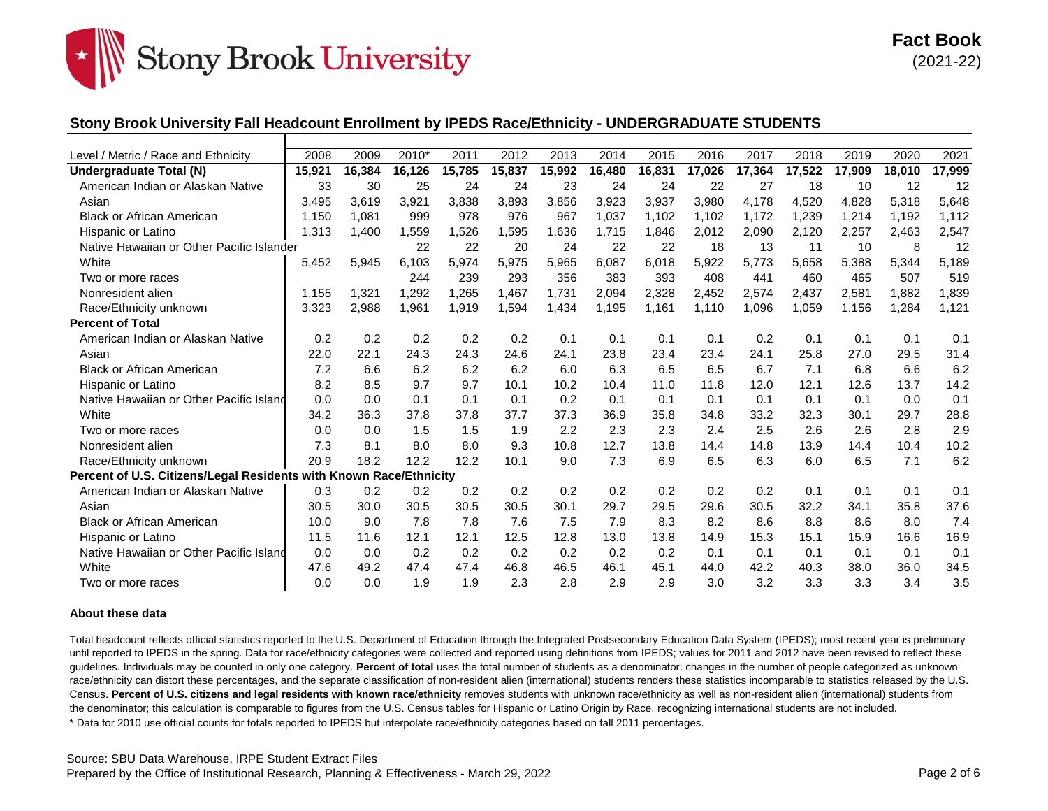# Stony Brook University

**Fact Book** (2021-22)

## Stony Brook University Fall Headcount Enrollment by IPEDS Race/Ethnicity - UNDERGRADUATE STUDENTS

| Level / Metric / Race and Ethnicity | 2008 | 2009 | 2010* | 2011 | 2012 | 2013 | 2014 | 2015 | 2016 | 2017 | 2018 | 2019 | 2020 | 2021 |
|---|---|---|---|---|---|---|---|---|---|---|---|---|---|---|
| **Undergraduate Total (N)** | **15,921** | **16,384** | **16,126** | **15,785** | **15,837** | **15,992** | **16,480** | **16,831** | **17,026** | **17,364** | **17,522** | **17,909** | **18,010** | **17,999** |
| American Indian or Alaskan Native | 33 | 30 | 25 | 24 | 24 | 23 | 24 | 24 | 22 | 27 | 18 | 10 | 12 | 12 |
| Asian | 3,495 | 3,619 | 3,921 | 3,838 | 3,893 | 3,856 | 3,923 | 3,937 | 3,980 | 4,178 | 4,520 | 4,828 | 5,318 | 5,648 |
| Black or African American | 1,150 | 1,081 | 999 | 978 | 976 | 967 | 1,037 | 1,102 | 1,102 | 1,172 | 1,239 | 1,214 | 1,192 | 1,112 |
| Hispanic or Latino | 1,313 | 1,400 | 1,559 | 1,526 | 1,595 | 1,636 | 1,715 | 1,846 | 2,012 | 2,090 | 2,120 | 2,257 | 2,463 | 2,547 |
| Native Hawaiian or Other Pacific Islander | | | 22 | 22 | 20 | 24 | 22 | 22 | 18 | 13 | 11 | 10 | 8 | 12 |
| White | 5,452 | 5,945 | 6,103 | 5,974 | 5,975 | 5,965 | 6,087 | 6,018 | 5,922 | 5,773 | 5,658 | 5,388 | 5,344 | 5,189 |
| Two or more races | | | 244 | 239 | 293 | 356 | 383 | 393 | 408 | 441 | 460 | 465 | 507 | 519 |
| Nonresident alien | 1,155 | 1,321 | 1,292 | 1,265 | 1,467 | 1,731 | 2,094 | 2,328 | 2,452 | 2,574 | 2,437 | 2,581 | 1,882 | 1,839 |
| Race/Ethnicity unknown | 3,323 | 2,988 | 1,961 | 1,919 | 1,594 | 1,434 | 1,195 | 1,161 | 1,110 | 1,096 | 1,059 | 1,156 | 1,284 | 1,121 |
| **Percent of Total** | | | | | | | | | | | | | | |
| American Indian or Alaskan Native | 0.2 | 0.2 | 0.2 | 0.2 | 0.2 | 0.1 | 0.1 | 0.1 | 0.1 | 0.2 | 0.1 | 0.1 | 0.1 | 0.1 |
| Asian | 22.0 | 22.1 | 24.3 | 24.3 | 24.6 | 24.1 | 23.8 | 23.4 | 23.4 | 24.1 | 25.8 | 27.0 | 29.5 | 31.4 |
| Black or African American | 7.2 | 6.6 | 6.2 | 6.2 | 6.2 | 6.0 | 6.3 | 6.5 | 6.5 | 6.7 | 7.1 | 6.8 | 6.6 | 6.2 |
| Hispanic or Latino | 8.2 | 8.5 | 9.7 | 9.7 | 10.1 | 10.2 | 10.4 | 11.0 | 11.8 | 12.0 | 12.1 | 12.6 | 13.7 | 14.2 |
| Native Hawaiian or Other Pacific Island | 0.0 | 0.0 | 0.1 | 0.1 | 0.1 | 0.2 | 0.1 | 0.1 | 0.1 | 0.1 | 0.1 | 0.1 | 0.0 | 0.1 |
| White | 34.2 | 36.3 | 37.8 | 37.8 | 37.7 | 37.3 | 36.9 | 35.8 | 34.8 | 33.2 | 32.3 | 30.1 | 29.7 | 28.8 |
| Two or more races | 0.0 | 0.0 | 1.5 | 1.5 | 1.9 | 2.2 | 2.3 | 2.3 | 2.4 | 2.5 | 2.6 | 2.6 | 2.8 | 2.9 |
| Nonresident alien | 7.3 | 8.1 | 8.0 | 8.0 | 9.3 | 10.8 | 12.7 | 13.8 | 14.4 | 14.8 | 13.9 | 14.4 | 10.4 | 10.2 |
| Race/Ethnicity unknown | 20.9 | 18.2 | 12.2 | 12.2 | 10.1 | 9.0 | 7.3 | 6.9 | 6.5 | 6.3 | 6.0 | 6.5 | 7.1 | 6.2 |
| **Percent of U.S. Citizens/Legal Residents with Known Race/Ethnicity** | | | | | | | | | | | | | | |
| American Indian or Alaskan Native | 0.3 | 0.2 | 0.2 | 0.2 | 0.2 | 0.2 | 0.2 | 0.2 | 0.2 | 0.2 | 0.1 | 0.1 | 0.1 | 0.1 |
| Asian | 30.5 | 30.0 | 30.5 | 30.5 | 30.5 | 30.1 | 29.7 | 29.5 | 29.6 | 30.5 | 32.2 | 34.1 | 35.8 | 37.6 |
| Black or African American | 10.0 | 9.0 | 7.8 | 7.8 | 7.6 | 7.5 | 7.9 | 8.3 | 8.2 | 8.6 | 8.8 | 8.6 | 8.0 | 7.4 |
| Hispanic or Latino | 11.5 | 11.6 | 12.1 | 12.1 | 12.5 | 12.8 | 13.0 | 13.8 | 14.9 | 15.3 | 15.1 | 15.9 | 16.6 | 16.9 |
| Native Hawaiian or Other Pacific Island | 0.0 | 0.0 | 0.2 | 0.2 | 0.2 | 0.2 | 0.2 | 0.2 | 0.1 | 0.1 | 0.1 | 0.1 | 0.1 | 0.1 |
| White | 47.6 | 49.2 | 47.4 | 47.4 | 46.8 | 46.5 | 46.1 | 45.1 | 44.0 | 42.2 | 40.3 | 38.0 | 36.0 | 34.5 |
| Two or more races | 0.0 | 0.0 | 1.9 | 1.9 | 2.3 | 2.8 | 2.9 | 2.9 | 3.0 | 3.2 | 3.3 | 3.3 | 3.4 | 3.5 |

**About these data**

Total headcount reflects official statistics reported to the U.S. Department of Education through the Integrated Postsecondary Education Data System (IPEDS); most recent year is preliminary until reported to IPEDS in the spring. Data for race/ethnicity categories were collected and reported using definitions from IPEDS; values for 2011 and 2012 have been revised to reflect these guidelines. Individuals may be counted in only one category. **Percent of total** uses the total number of students as a denominator; changes in the number of people categorized as unknown race/ethnicity can distort these percentages, and the separate classification of non-resident alien (international) students renders these statistics incomparable to statistics released by the U.S. Census. **Percent of U.S. citizens and legal residents with known race/ethnicity** removes students with unknown race/ethnicity as well as non-resident alien (international) students from the denominator; this calculation is comparable to figures from the U.S. Census tables for Hispanic or Latino Origin by Race, recognizing international students are not included.

* Data for 2010 use official counts for totals reported to IPEDS but interpolate race/ethnicity categories based on fall 2011 percentages.

Source: SBU Data Warehouse, IRPE Student Extract Files
Prepared by the Office of Institutional Research, Planning & Effectiveness - March 29, 2022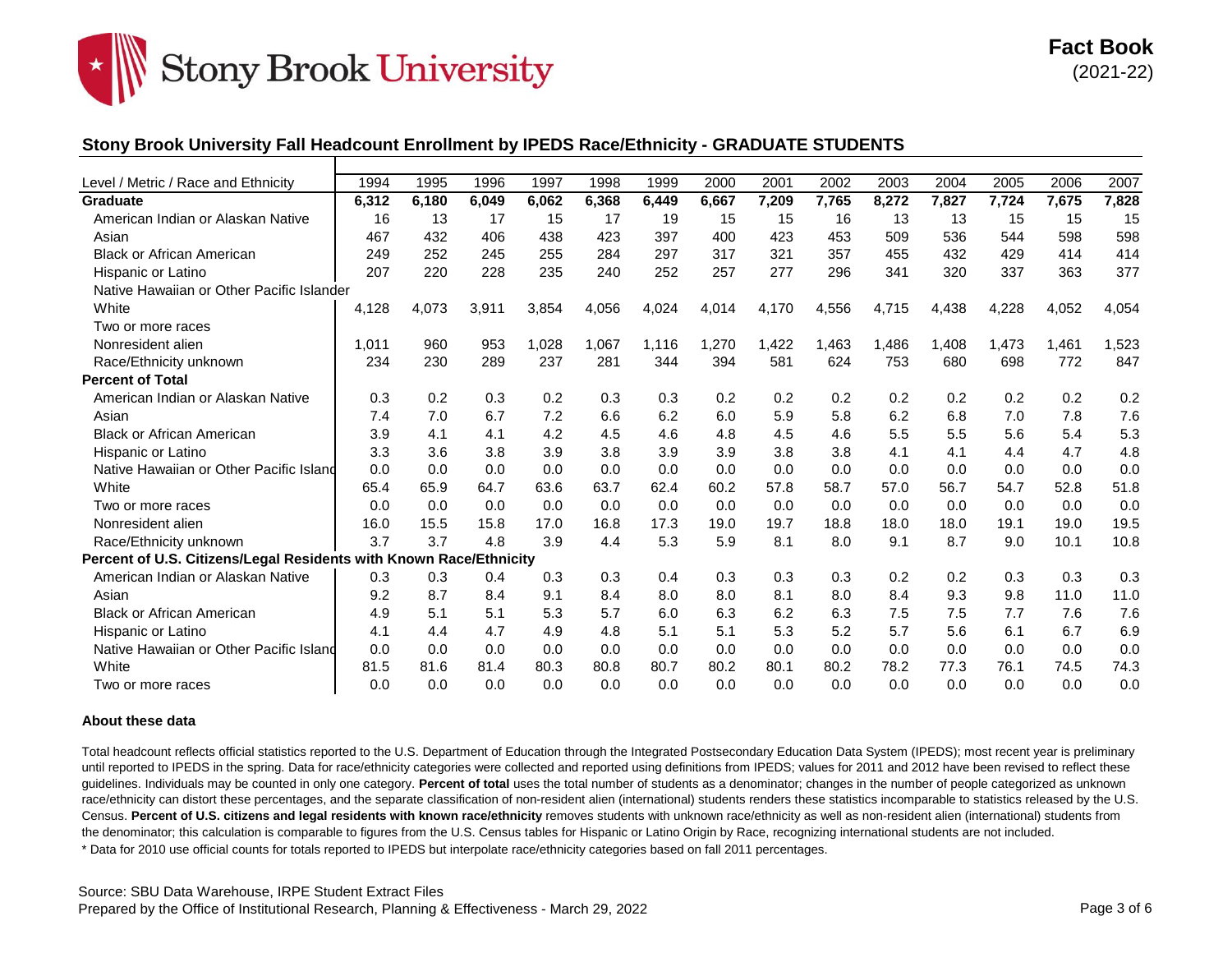**Fact Book**
(2021-22)

## Stony Brook University Fall Headcount Enrollment by IPEDS Race/Ethnicity - GRADUATE STUDENTS

| Level / Metric / Race and Ethnicity | 1994 | 1995 | 1996 | 1997 | 1998 | 1999 | 2000 | 2001 | 2002 | 2003 | 2004 | 2005 | 2006 | 2007 |
|---|---|---|---|---|---|---|---|---|---|---|---|---|---|---|
| **Graduate** | **6,312** | **6,180** | **6,049** | **6,062** | **6,368** | **6,449** | **6,667** | **7,209** | **7,765** | **8,272** | **7,827** | **7,724** | **7,675** | **7,828** |
| American Indian or Alaskan Native | 16 | 13 | 17 | 15 | 17 | 19 | 15 | 15 | 16 | 13 | 13 | 15 | 15 | 15 |
| Asian | 467 | 432 | 406 | 438 | 423 | 397 | 400 | 423 | 453 | 509 | 536 | 544 | 598 | 598 |
| Black or African American | 249 | 252 | 245 | 255 | 284 | 297 | 317 | 321 | 357 | 455 | 432 | 429 | 414 | 414 |
| Hispanic or Latino | 207 | 220 | 228 | 235 | 240 | 252 | 257 | 277 | 296 | 341 | 320 | 337 | 363 | 377 |
| Native Hawaiian or Other Pacific Islander | | | | | | | | | | | | | | |
| White | 4,128 | 4,073 | 3,911 | 3,854 | 4,056 | 4,024 | 4,014 | 4,170 | 4,556 | 4,715 | 4,438 | 4,228 | 4,052 | 4,054 |
| Two or more races | | | | | | | | | | | | | | |
| Nonresident alien | 1,011 | 960 | 953 | 1,028 | 1,067 | 1,116 | 1,270 | 1,422 | 1,463 | 1,486 | 1,408 | 1,473 | 1,461 | 1,523 |
| Race/Ethnicity unknown | 234 | 230 | 289 | 237 | 281 | 344 | 394 | 581 | 624 | 753 | 680 | 698 | 772 | 847 |
| **Percent of Total** | | | | | | | | | | | | | | |
| American Indian or Alaskan Native | 0.3 | 0.2 | 0.3 | 0.2 | 0.3 | 0.3 | 0.2 | 0.2 | 0.2 | 0.2 | 0.2 | 0.2 | 0.2 | 0.2 |
| Asian | 7.4 | 7.0 | 6.7 | 7.2 | 6.6 | 6.2 | 6.0 | 5.9 | 5.8 | 6.2 | 6.8 | 7.0 | 7.8 | 7.6 |
| Black or African American | 3.9 | 4.1 | 4.1 | 4.2 | 4.5 | 4.6 | 4.8 | 4.5 | 4.6 | 5.5 | 5.5 | 5.6 | 5.4 | 5.3 |
| Hispanic or Latino | 3.3 | 3.6 | 3.8 | 3.9 | 3.8 | 3.9 | 3.9 | 3.8 | 3.8 | 4.1 | 4.1 | 4.4 | 4.7 | 4.8 |
| Native Hawaiian or Other Pacific Island | 0.0 | 0.0 | 0.0 | 0.0 | 0.0 | 0.0 | 0.0 | 0.0 | 0.0 | 0.0 | 0.0 | 0.0 | 0.0 | 0.0 |
| White | 65.4 | 65.9 | 64.7 | 63.6 | 63.7 | 62.4 | 60.2 | 57.8 | 58.7 | 57.0 | 56.7 | 54.7 | 52.8 | 51.8 |
| Two or more races | 0.0 | 0.0 | 0.0 | 0.0 | 0.0 | 0.0 | 0.0 | 0.0 | 0.0 | 0.0 | 0.0 | 0.0 | 0.0 | 0.0 |
| Nonresident alien | 16.0 | 15.5 | 15.8 | 17.0 | 16.8 | 17.3 | 19.0 | 19.7 | 18.8 | 18.0 | 18.0 | 19.1 | 19.0 | 19.5 |
| Race/Ethnicity unknown | 3.7 | 3.7 | 4.8 | 3.9 | 4.4 | 5.3 | 5.9 | 8.1 | 8.0 | 9.1 | 8.7 | 9.0 | 10.1 | 10.8 |
| **Percent of U.S. Citizens/Legal Residents with Known Race/Ethnicity** | | | | | | | | | | | | | | |
| American Indian or Alaskan Native | 0.3 | 0.3 | 0.4 | 0.3 | 0.3 | 0.4 | 0.3 | 0.3 | 0.3 | 0.2 | 0.2 | 0.3 | 0.3 | 0.3 |
| Asian | 9.2 | 8.7 | 8.4 | 9.1 | 8.4 | 8.0 | 8.0 | 8.1 | 8.0 | 8.4 | 9.3 | 9.8 | 11.0 | 11.0 |
| Black or African American | 4.9 | 5.1 | 5.1 | 5.3 | 5.7 | 6.0 | 6.3 | 6.2 | 6.3 | 7.5 | 7.5 | 7.7 | 7.6 | 7.6 |
| Hispanic or Latino | 4.1 | 4.4 | 4.7 | 4.9 | 4.8 | 5.1 | 5.1 | 5.3 | 5.2 | 5.7 | 5.6 | 6.1 | 6.7 | 6.9 |
| Native Hawaiian or Other Pacific Island | 0.0 | 0.0 | 0.0 | 0.0 | 0.0 | 0.0 | 0.0 | 0.0 | 0.0 | 0.0 | 0.0 | 0.0 | 0.0 | 0.0 |
| White | 81.5 | 81.6 | 81.4 | 80.3 | 80.8 | 80.7 | 80.2 | 80.1 | 80.2 | 78.2 | 77.3 | 76.1 | 74.5 | 74.3 |
| Two or more races | 0.0 | 0.0 | 0.0 | 0.0 | 0.0 | 0.0 | 0.0 | 0.0 | 0.0 | 0.0 | 0.0 | 0.0 | 0.0 | 0.0 |

**About these data**

Total headcount reflects official statistics reported to the U.S. Department of Education through the Integrated Postsecondary Education Data System (IPEDS); most recent year is preliminary until reported to IPEDS in the spring. Data for race/ethnicity categories were collected and reported using definitions from IPEDS; values for 2011 and 2012 have been revised to reflect these guidelines. Individuals may be counted in only one category. **Percent of total** uses the total number of students as a denominator; changes in the number of people categorized as unknown race/ethnicity can distort these percentages, and the separate classification of non-resident alien (international) students renders these statistics incomparable to statistics released by the U.S. Census. **Percent of U.S. citizens and legal residents with known race/ethnicity** removes students with unknown race/ethnicity as well as non-resident alien (international) students from the denominator; this calculation is comparable to figures from the U.S. Census tables for Hispanic or Latino Origin by Race, recognizing international students are not included.

* Data for 2010 use official counts for totals reported to IPEDS but interpolate race/ethnicity categories based on fall 2011 percentages.

Source: SBU Data Warehouse, IRPE Student Extract Files

Prepared by the Office of Institutional Research, Planning & Effectiveness - March 29, 2022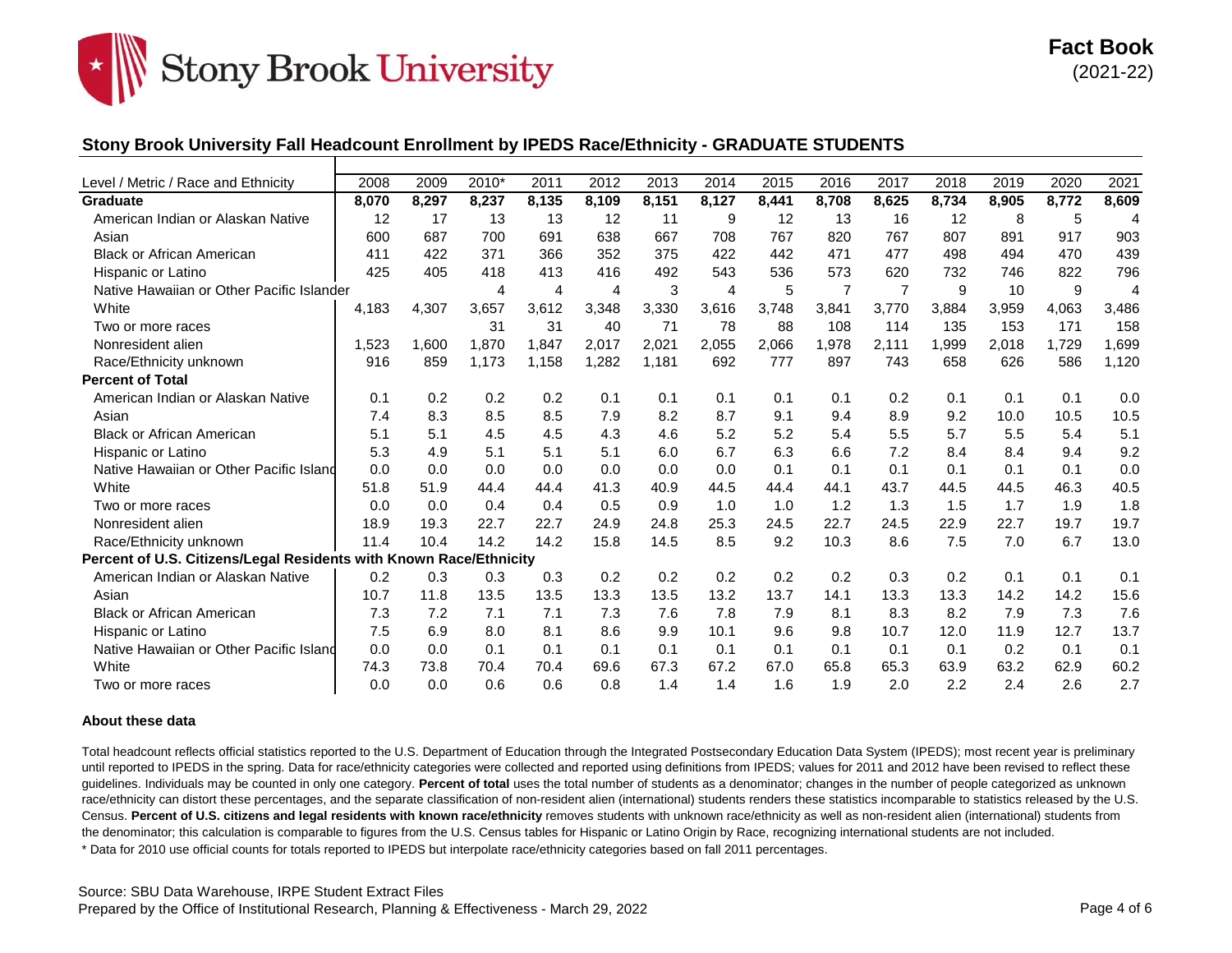Stony Brook University

**Fact Book**
(2021-22)

## Stony Brook University Fall Headcount Enrollment by IPEDS Race/Ethnicity - GRADUATE STUDENTS

| Level / Metric / Race and Ethnicity | 2008 | 2009 | 2010* | 2011 | 2012 | 2013 | 2014 | 2015 | 2016 | 2017 | 2018 | 2019 | 2020 | 2021 |
|---|---|---|---|---|---|---|---|---|---|---|---|---|---|---|
| **Graduate** | **8,070** | **8,297** | **8,237** | **8,135** | **8,109** | **8,151** | **8,127** | **8,441** | **8,708** | **8,625** | **8,734** | **8,905** | **8,772** | **8,609** |
| American Indian or Alaskan Native | 12 | 17 | 13 | 13 | 12 | 11 | 9 | 12 | 13 | 16 | 12 | 8 | 5 | 4 |
| Asian | 600 | 687 | 700 | 691 | 638 | 667 | 708 | 767 | 820 | 767 | 807 | 891 | 917 | 903 |
| Black or African American | 411 | 422 | 371 | 366 | 352 | 375 | 422 | 442 | 471 | 477 | 498 | 494 | 470 | 439 |
| Hispanic or Latino | 425 | 405 | 418 | 413 | 416 | 492 | 543 | 536 | 573 | 620 | 732 | 746 | 822 | 796 |
| Native Hawaiian or Other Pacific Islander | | | 4 | 4 | 4 | 3 | 4 | 5 | 7 | 7 | 9 | 10 | 9 | 4 |
| White | 4,183 | 4,307 | 3,657 | 3,612 | 3,348 | 3,330 | 3,616 | 3,748 | 3,841 | 3,770 | 3,884 | 3,959 | 4,063 | 3,486 |
| Two or more races | | | 31 | 31 | 40 | 71 | 78 | 88 | 108 | 114 | 135 | 153 | 171 | 158 |
| Nonresident alien | 1,523 | 1,600 | 1,870 | 1,847 | 2,017 | 2,021 | 2,055 | 2,066 | 1,978 | 2,111 | 1,999 | 2,018 | 1,729 | 1,699 |
| Race/Ethnicity unknown | 916 | 859 | 1,173 | 1,158 | 1,282 | 1,181 | 692 | 777 | 897 | 743 | 658 | 626 | 586 | 1,120 |
| **Percent of Total** | | | | | | | | | | | | | | |
| American Indian or Alaskan Native | 0.1 | 0.2 | 0.2 | 0.2 | 0.1 | 0.1 | 0.1 | 0.1 | 0.1 | 0.2 | 0.1 | 0.1 | 0.1 | 0.0 |
| Asian | 7.4 | 8.3 | 8.5 | 8.5 | 7.9 | 8.2 | 8.7 | 9.1 | 9.4 | 8.9 | 9.2 | 10.0 | 10.5 | 10.5 |
| Black or African American | 5.1 | 5.1 | 4.5 | 4.5 | 4.3 | 4.6 | 5.2 | 5.2 | 5.4 | 5.5 | 5.7 | 5.5 | 5.4 | 5.1 |
| Hispanic or Latino | 5.3 | 4.9 | 5.1 | 5.1 | 5.1 | 6.0 | 6.7 | 6.3 | 6.6 | 7.2 | 8.4 | 8.4 | 9.4 | 9.2 |
| Native Hawaiian or Other Pacific Island | 0.0 | 0.0 | 0.0 | 0.0 | 0.0 | 0.0 | 0.0 | 0.1 | 0.1 | 0.1 | 0.1 | 0.1 | 0.1 | 0.0 |
| White | 51.8 | 51.9 | 44.4 | 44.4 | 41.3 | 40.9 | 44.5 | 44.4 | 44.1 | 43.7 | 44.5 | 44.5 | 46.3 | 40.5 |
| Two or more races | 0.0 | 0.0 | 0.4 | 0.4 | 0.5 | 0.9 | 1.0 | 1.0 | 1.2 | 1.3 | 1.5 | 1.7 | 1.9 | 1.8 |
| Nonresident alien | 18.9 | 19.3 | 22.7 | 22.7 | 24.9 | 24.8 | 25.3 | 24.5 | 22.7 | 24.5 | 22.9 | 22.7 | 19.7 | 19.7 |
| Race/Ethnicity unknown | 11.4 | 10.4 | 14.2 | 14.2 | 15.8 | 14.5 | 8.5 | 9.2 | 10.3 | 8.6 | 7.5 | 7.0 | 6.7 | 13.0 |
| **Percent of U.S. Citizens/Legal Residents with Known Race/Ethnicity** | | | | | | | | | | | | | | |
| American Indian or Alaskan Native | 0.2 | 0.3 | 0.3 | 0.3 | 0.2 | 0.2 | 0.2 | 0.2 | 0.2 | 0.3 | 0.2 | 0.1 | 0.1 | 0.1 |
| Asian | 10.7 | 11.8 | 13.5 | 13.5 | 13.3 | 13.5 | 13.2 | 13.7 | 14.1 | 13.3 | 13.3 | 14.2 | 14.2 | 15.6 |
| Black or African American | 7.3 | 7.2 | 7.1 | 7.1 | 7.3 | 7.6 | 7.8 | 7.9 | 8.1 | 8.3 | 8.2 | 7.9 | 7.3 | 7.6 |
| Hispanic or Latino | 7.5 | 6.9 | 8.0 | 8.1 | 8.6 | 9.9 | 10.1 | 9.6 | 9.8 | 10.7 | 12.0 | 11.9 | 12.7 | 13.7 |
| Native Hawaiian or Other Pacific Island | 0.0 | 0.0 | 0.1 | 0.1 | 0.1 | 0.1 | 0.1 | 0.1 | 0.1 | 0.1 | 0.1 | 0.2 | 0.1 | 0.1 |
| White | 74.3 | 73.8 | 70.4 | 70.4 | 69.6 | 67.3 | 67.2 | 67.0 | 65.8 | 65.3 | 63.9 | 63.2 | 62.9 | 60.2 |
| Two or more races | 0.0 | 0.0 | 0.6 | 0.6 | 0.8 | 1.4 | 1.4 | 1.6 | 1.9 | 2.0 | 2.2 | 2.4 | 2.6 | 2.7 |

**About these data**

Total headcount reflects official statistics reported to the U.S. Department of Education through the Integrated Postsecondary Education Data System (IPEDS); most recent year is preliminary until reported to IPEDS in the spring. Data for race/ethnicity categories were collected and reported using definitions from IPEDS; values for 2011 and 2012 have been revised to reflect these guidelines. Individuals may be counted in only one category. **Percent of total** uses the total number of students as a denominator; changes in the number of people categorized as unknown race/ethnicity can distort these percentages, and the separate classification of non-resident alien (international) students renders these statistics incomparable to statistics released by the U.S. Census. **Percent of U.S. citizens and legal residents with known race/ethnicity** removes students with unknown race/ethnicity as well as non-resident alien (international) students from the denominator; this calculation is comparable to figures from the U.S. Census tables for Hispanic or Latino Origin by Race, recognizing international students are not included.

* Data for 2010 use official counts for totals reported to IPEDS but interpolate race/ethnicity categories based on fall 2011 percentages.

Source: SBU Data Warehouse, IRPE Student Extract Files
Prepared by the Office of Institutional Research, Planning & Effectiveness - March 29, 2022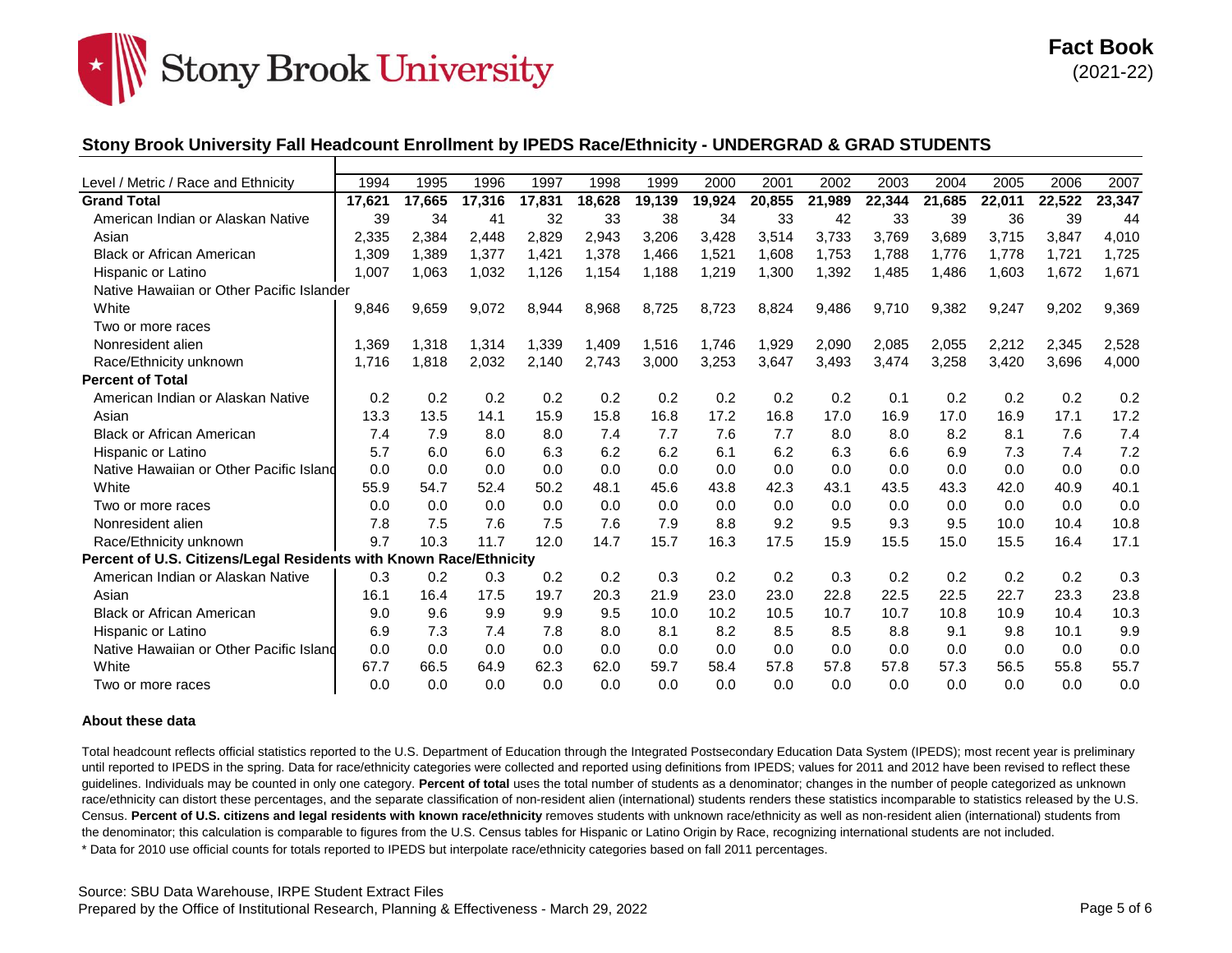**Fact Book** (2021-22)

## Stony Brook University Fall Headcount Enrollment by IPEDS Race/Ethnicity - UNDERGRAD & GRAD STUDENTS

| Level / Metric / Race and Ethnicity | 1994 | 1995 | 1996 | 1997 | 1998 | 1999 | 2000 | 2001 | 2002 | 2003 | 2004 | 2005 | 2006 | 2007 |
|---|---|---|---|---|---|---|---|---|---|---|---|---|---|---|
| **Grand Total** | **17,621** | **17,665** | **17,316** | **17,831** | **18,628** | **19,139** | **19,924** | **20,855** | **21,989** | **22,344** | **21,685** | **22,011** | **22,522** | **23,347** |
| American Indian or Alaskan Native | 39 | 34 | 41 | 32 | 33 | 38 | 34 | 33 | 42 | 33 | 39 | 36 | 39 | 44 |
| Asian | 2,335 | 2,384 | 2,448 | 2,829 | 2,943 | 3,206 | 3,428 | 3,514 | 3,733 | 3,769 | 3,689 | 3,715 | 3,847 | 4,010 |
| Black or African American | 1,309 | 1,389 | 1,377 | 1,421 | 1,378 | 1,466 | 1,521 | 1,608 | 1,753 | 1,788 | 1,776 | 1,778 | 1,721 | 1,725 |
| Hispanic or Latino | 1,007 | 1,063 | 1,032 | 1,126 | 1,154 | 1,188 | 1,219 | 1,300 | 1,392 | 1,485 | 1,486 | 1,603 | 1,672 | 1,671 |
| Native Hawaiian or Other Pacific Islander | | | | | | | | | | | | | | |
| White | 9,846 | 9,659 | 9,072 | 8,944 | 8,968 | 8,725 | 8,723 | 8,824 | 9,486 | 9,710 | 9,382 | 9,247 | 9,202 | 9,369 |
| Two or more races | | | | | | | | | | | | | | |
| Nonresident alien | 1,369 | 1,318 | 1,314 | 1,339 | 1,409 | 1,516 | 1,746 | 1,929 | 2,090 | 2,085 | 2,055 | 2,212 | 2,345 | 2,528 |
| Race/Ethnicity unknown | 1,716 | 1,818 | 2,032 | 2,140 | 2,743 | 3,000 | 3,253 | 3,647 | 3,493 | 3,474 | 3,258 | 3,420 | 3,696 | 4,000 |
| **Percent of Total** | | | | | | | | | | | | | | |
| American Indian or Alaskan Native | 0.2 | 0.2 | 0.2 | 0.2 | 0.2 | 0.2 | 0.2 | 0.2 | 0.2 | 0.1 | 0.2 | 0.2 | 0.2 | 0.2 |
| Asian | 13.3 | 13.5 | 14.1 | 15.9 | 15.8 | 16.8 | 17.2 | 16.8 | 17.0 | 16.9 | 17.0 | 16.9 | 17.1 | 17.2 |
| Black or African American | 7.4 | 7.9 | 8.0 | 8.0 | 7.4 | 7.7 | 7.6 | 7.7 | 8.0 | 8.0 | 8.2 | 8.1 | 7.6 | 7.4 |
| Hispanic or Latino | 5.7 | 6.0 | 6.0 | 6.3 | 6.2 | 6.2 | 6.1 | 6.2 | 6.3 | 6.6 | 6.9 | 7.3 | 7.4 | 7.2 |
| Native Hawaiian or Other Pacific Island | 0.0 | 0.0 | 0.0 | 0.0 | 0.0 | 0.0 | 0.0 | 0.0 | 0.0 | 0.0 | 0.0 | 0.0 | 0.0 | 0.0 |
| White | 55.9 | 54.7 | 52.4 | 50.2 | 48.1 | 45.6 | 43.8 | 42.3 | 43.1 | 43.5 | 43.3 | 42.0 | 40.9 | 40.1 |
| Two or more races | 0.0 | 0.0 | 0.0 | 0.0 | 0.0 | 0.0 | 0.0 | 0.0 | 0.0 | 0.0 | 0.0 | 0.0 | 0.0 | 0.0 |
| Nonresident alien | 7.8 | 7.5 | 7.6 | 7.5 | 7.6 | 7.9 | 8.8 | 9.2 | 9.5 | 9.3 | 9.5 | 10.0 | 10.4 | 10.8 |
| Race/Ethnicity unknown | 9.7 | 10.3 | 11.7 | 12.0 | 14.7 | 15.7 | 16.3 | 17.5 | 15.9 | 15.5 | 15.0 | 15.5 | 16.4 | 17.1 |
| **Percent of U.S. Citizens/Legal Residents with Known Race/Ethnicity** | | | | | | | | | | | | | | |
| American Indian or Alaskan Native | 0.3 | 0.2 | 0.3 | 0.2 | 0.2 | 0.3 | 0.2 | 0.2 | 0.3 | 0.2 | 0.2 | 0.2 | 0.2 | 0.3 |
| Asian | 16.1 | 16.4 | 17.5 | 19.7 | 20.3 | 21.9 | 23.0 | 23.0 | 22.8 | 22.5 | 22.5 | 22.7 | 23.3 | 23.8 |
| Black or African American | 9.0 | 9.6 | 9.9 | 9.9 | 9.5 | 10.0 | 10.2 | 10.5 | 10.7 | 10.7 | 10.8 | 10.9 | 10.4 | 10.3 |
| Hispanic or Latino | 6.9 | 7.3 | 7.4 | 7.8 | 8.0 | 8.1 | 8.2 | 8.5 | 8.5 | 8.8 | 9.1 | 9.8 | 10.1 | 9.9 |
| Native Hawaiian or Other Pacific Island | 0.0 | 0.0 | 0.0 | 0.0 | 0.0 | 0.0 | 0.0 | 0.0 | 0.0 | 0.0 | 0.0 | 0.0 | 0.0 | 0.0 |
| White | 67.7 | 66.5 | 64.9 | 62.3 | 62.0 | 59.7 | 58.4 | 57.8 | 57.8 | 57.8 | 57.3 | 56.5 | 55.8 | 55.7 |
| Two or more races | 0.0 | 0.0 | 0.0 | 0.0 | 0.0 | 0.0 | 0.0 | 0.0 | 0.0 | 0.0 | 0.0 | 0.0 | 0.0 | 0.0 |

**About these data**

Total headcount reflects official statistics reported to the U.S. Department of Education through the Integrated Postsecondary Education Data System (IPEDS); most recent year is preliminary until reported to IPEDS in the spring. Data for race/ethnicity categories were collected and reported using definitions from IPEDS; values for 2011 and 2012 have been revised to reflect these guidelines. Individuals may be counted in only one category. **Percent of total** uses the total number of students as a denominator; changes in the number of people categorized as unknown race/ethnicity can distort these percentages, and the separate classification of non-resident alien (international) students renders these statistics incomparable to statistics released by the U.S. Census. **Percent of U.S. citizens and legal residents with known race/ethnicity** removes students with unknown race/ethnicity as well as non-resident alien (international) students from the denominator; this calculation is comparable to figures from the U.S. Census tables for Hispanic or Latino Origin by Race, recognizing international students are not included.

* Data for 2010 use official counts for totals reported to IPEDS but interpolate race/ethnicity categories based on fall 2011 percentages.

Source: SBU Data Warehouse, IRPE Student Extract Files
Prepared by the Office of Institutional Research, Planning & Effectiveness - March 29, 2022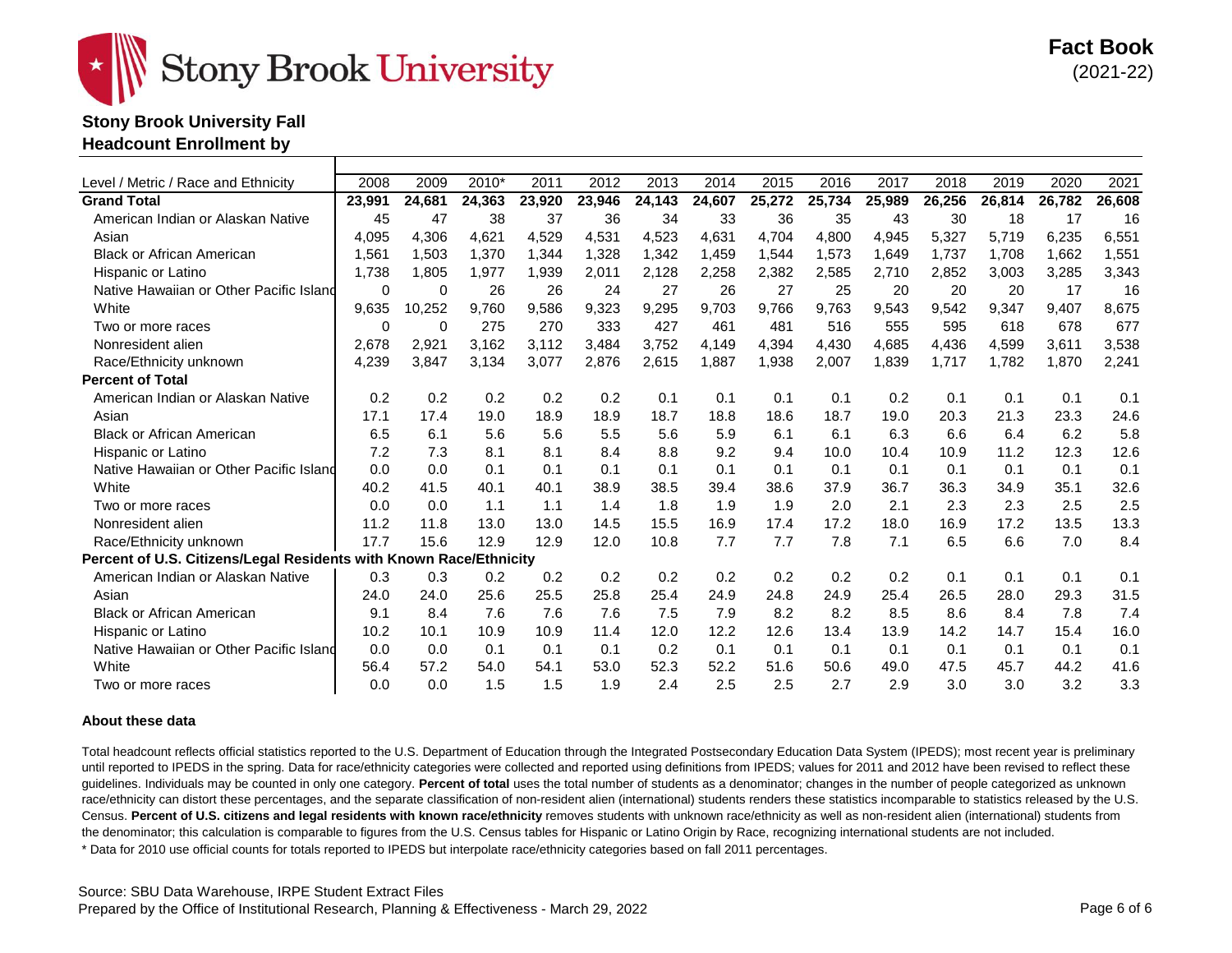**Fact Book**
(2021-22)

## Stony Brook University Fall Headcount Enrollment by

| Level / Metric / Race and Ethnicity | 2008 | 2009 | 2010* | 2011 | 2012 | 2013 | 2014 | 2015 | 2016 | 2017 | 2018 | 2019 | 2020 | 2021 |
|---|---|---|---|---|---|---|---|---|---|---|---|---|---|---|
| **Grand Total** | **23,991** | **24,681** | **24,363** | **23,920** | **23,946** | **24,143** | **24,607** | **25,272** | **25,734** | **25,989** | **26,256** | **26,814** | **26,782** | **26,608** |
| American Indian or Alaskan Native | 45 | 47 | 38 | 37 | 36 | 34 | 33 | 36 | 35 | 43 | 30 | 18 | 17 | 16 |
| Asian | 4,095 | 4,306 | 4,621 | 4,529 | 4,531 | 4,523 | 4,631 | 4,704 | 4,800 | 4,945 | 5,327 | 5,719 | 6,235 | 6,551 |
| Black or African American | 1,561 | 1,503 | 1,370 | 1,344 | 1,328 | 1,342 | 1,459 | 1,544 | 1,573 | 1,649 | 1,737 | 1,708 | 1,662 | 1,551 |
| Hispanic or Latino | 1,738 | 1,805 | 1,977 | 1,939 | 2,011 | 2,128 | 2,258 | 2,382 | 2,585 | 2,710 | 2,852 | 3,003 | 3,285 | 3,343 |
| Native Hawaiian or Other Pacific Island | 0 | 0 | 26 | 26 | 24 | 27 | 26 | 27 | 25 | 20 | 20 | 20 | 17 | 16 |
| White | 9,635 | 10,252 | 9,760 | 9,586 | 9,323 | 9,295 | 9,703 | 9,766 | 9,763 | 9,543 | 9,542 | 9,347 | 9,407 | 8,675 |
| Two or more races | 0 | 0 | 275 | 270 | 333 | 427 | 461 | 481 | 516 | 555 | 595 | 618 | 678 | 677 |
| Nonresident alien | 2,678 | 2,921 | 3,162 | 3,112 | 3,484 | 3,752 | 4,149 | 4,394 | 4,430 | 4,685 | 4,436 | 4,599 | 3,611 | 3,538 |
| Race/Ethnicity unknown | 4,239 | 3,847 | 3,134 | 3,077 | 2,876 | 2,615 | 1,887 | 1,938 | 2,007 | 1,839 | 1,717 | 1,782 | 1,870 | 2,241 |
| **Percent of Total** | | | | | | | | | | | | | | |
| American Indian or Alaskan Native | 0.2 | 0.2 | 0.2 | 0.2 | 0.2 | 0.1 | 0.1 | 0.1 | 0.1 | 0.2 | 0.1 | 0.1 | 0.1 | 0.1 |
| Asian | 17.1 | 17.4 | 19.0 | 18.9 | 18.9 | 18.7 | 18.8 | 18.6 | 18.7 | 19.0 | 20.3 | 21.3 | 23.3 | 24.6 |
| Black or African American | 6.5 | 6.1 | 5.6 | 5.6 | 5.5 | 5.6 | 5.9 | 6.1 | 6.1 | 6.3 | 6.6 | 6.4 | 6.2 | 5.8 |
| Hispanic or Latino | 7.2 | 7.3 | 8.1 | 8.1 | 8.4 | 8.8 | 9.2 | 9.4 | 10.0 | 10.4 | 10.9 | 11.2 | 12.3 | 12.6 |
| Native Hawaiian or Other Pacific Island | 0.0 | 0.0 | 0.1 | 0.1 | 0.1 | 0.1 | 0.1 | 0.1 | 0.1 | 0.1 | 0.1 | 0.1 | 0.1 | 0.1 |
| White | 40.2 | 41.5 | 40.1 | 40.1 | 38.9 | 38.5 | 39.4 | 38.6 | 37.9 | 36.7 | 36.3 | 34.9 | 35.1 | 32.6 |
| Two or more races | 0.0 | 0.0 | 1.1 | 1.1 | 1.4 | 1.8 | 1.9 | 1.9 | 2.0 | 2.1 | 2.3 | 2.3 | 2.5 | 2.5 |
| Nonresident alien | 11.2 | 11.8 | 13.0 | 13.0 | 14.5 | 15.5 | 16.9 | 17.4 | 17.2 | 18.0 | 16.9 | 17.2 | 13.5 | 13.3 |
| Race/Ethnicity unknown | 17.7 | 15.6 | 12.9 | 12.9 | 12.0 | 10.8 | 7.7 | 7.7 | 7.8 | 7.1 | 6.5 | 6.6 | 7.0 | 8.4 |
| **Percent of U.S. Citizens/Legal Residents with Known Race/Ethnicity** | | | | | | | | | | | | | | |
| American Indian or Alaskan Native | 0.3 | 0.3 | 0.2 | 0.2 | 0.2 | 0.2 | 0.2 | 0.2 | 0.2 | 0.2 | 0.1 | 0.1 | 0.1 | 0.1 |
| Asian | 24.0 | 24.0 | 25.6 | 25.5 | 25.8 | 25.4 | 24.9 | 24.8 | 24.9 | 25.4 | 26.5 | 28.0 | 29.3 | 31.5 |
| Black or African American | 9.1 | 8.4 | 7.6 | 7.6 | 7.6 | 7.5 | 7.9 | 8.2 | 8.2 | 8.5 | 8.6 | 8.4 | 7.8 | 7.4 |
| Hispanic or Latino | 10.2 | 10.1 | 10.9 | 10.9 | 11.4 | 12.0 | 12.2 | 12.6 | 13.4 | 13.9 | 14.2 | 14.7 | 15.4 | 16.0 |
| Native Hawaiian or Other Pacific Island | 0.0 | 0.0 | 0.1 | 0.1 | 0.1 | 0.2 | 0.1 | 0.1 | 0.1 | 0.1 | 0.1 | 0.1 | 0.1 | 0.1 |
| White | 56.4 | 57.2 | 54.0 | 54.1 | 53.0 | 52.3 | 52.2 | 51.6 | 50.6 | 49.0 | 47.5 | 45.7 | 44.2 | 41.6 |
| Two or more races | 0.0 | 0.0 | 1.5 | 1.5 | 1.9 | 2.4 | 2.5 | 2.5 | 2.7 | 2.9 | 3.0 | 3.0 | 3.2 | 3.3 |

**About these data**

Total headcount reflects official statistics reported to the U.S. Department of Education through the Integrated Postsecondary Education Data System (IPEDS); most recent year is preliminary until reported to IPEDS in the spring. Data for race/ethnicity categories were collected and reported using definitions from IPEDS; values for 2011 and 2012 have been revised to reflect these guidelines. Individuals may be counted in only one category. **Percent of total** uses the total number of students as a denominator; changes in the number of people categorized as unknown race/ethnicity can distort these percentages, and the separate classification of non-resident alien (international) students renders these statistics incomparable to statistics released by the U.S. Census. **Percent of U.S. citizens and legal residents with known race/ethnicity** removes students with unknown race/ethnicity as well as non-resident alien (international) students from the denominator; this calculation is comparable to figures from the U.S. Census tables for Hispanic or Latino Origin by Race, recognizing international students are not included.

* Data for 2010 use official counts for totals reported to IPEDS but interpolate race/ethnicity categories based on fall 2011 percentages.

Source: SBU Data Warehouse, IRPE Student Extract Files

Prepared by the Office of Institutional Research, Planning & Effectiveness - March 29, 2022